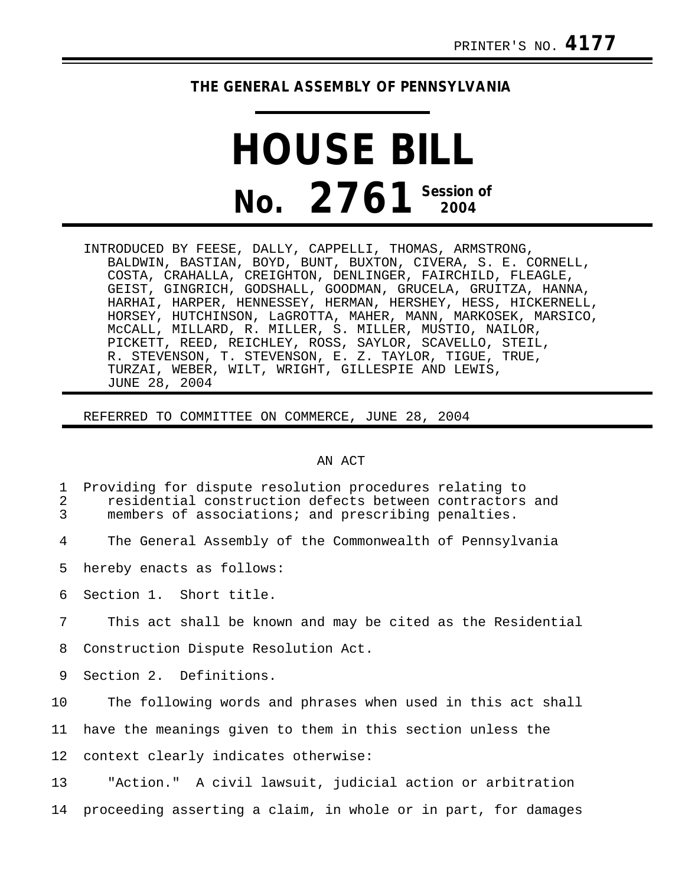PRINTER'S NO. **4177**

**THE GENERAL ASSEMBLY OF PENNSYLVANIA**

# HOUSE BILL

# No. 2761 Session of 2004

INTRODUCED BY FEESE, DALLY, CAPPELLI, THOMAS, ARMSTRONG, BALDWIN, BASTIAN, BOYD, BUNT, BUXTON, CIVERA, S. E. CORNELL, COSTA, CRAHALLA, CREIGHTON, DENLINGER, FAIRCHILD, FLEAGLE, GEIST, GINGRICH, GODSHALL, GOODMAN, GRUCELA, GRUITZA, HANNA, HARHAI, HARPER, HENNESSEY, HERMAN, HERSHEY, HESS, HICKERNELL, HORSEY, HUTCHINSON, LaGROTTA, MAHER, MANN, MARKOSEK, MARSICO, McCALL, MILLARD, R. MILLER, S. MILLER, MUSTIO, NAILOR, PICKETT, REED, REICHLEY, ROSS, SAYLOR, SCAVELLO, STEIL, R. STEVENSON, T. STEVENSON, E. Z. TAYLOR, TIGUE, TRUE, TURZAI, WEBER, WILT, WRIGHT, GILLESPIE AND LEWIS, JUNE 28, 2004

REFERRED TO COMMITTEE ON COMMERCE, JUNE 28, 2004

AN ACT

Providing for dispute resolution procedures relating to residential construction defects between contractors and members of associations; and prescribing penalties.

The General Assembly of the Commonwealth of Pennsylvania hereby enacts as follows:

Section 1. Short title.

This act shall be known and may be cited as the Residential Construction Dispute Resolution Act.

Section 2. Definitions.

The following words and phrases when used in this act shall have the meanings given to them in this section unless the context clearly indicates otherwise:

"Action." A civil lawsuit, judicial action or arbitration proceeding asserting a claim, in whole or in part, for damages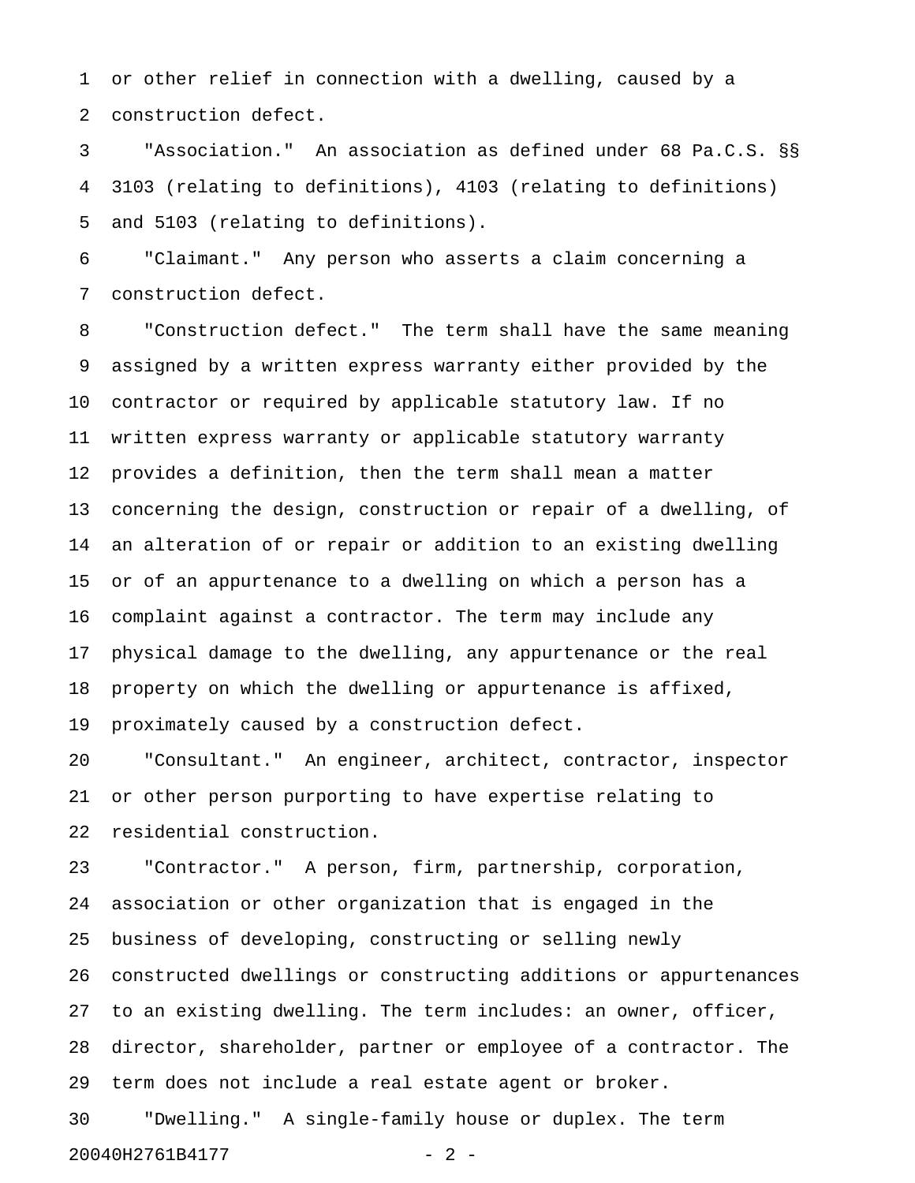or other relief in connection with a dwelling, caused by a construction defect.

"Association." An association as defined under 68 Pa.C.S. §§ 3103 (relating to definitions), 4103 (relating to definitions) and 5103 (relating to definitions).

"Claimant." Any person who asserts a claim concerning a construction defect.

"Construction defect." The term shall have the same meaning assigned by a written express warranty either provided by the contractor or required by applicable statutory law. If no written express warranty or applicable statutory warranty provides a definition, then the term shall mean a matter concerning the design, construction or repair of a dwelling, of an alteration of or repair or addition to an existing dwelling or of an appurtenance to a dwelling on which a person has a complaint against a contractor. The term may include any physical damage to the dwelling, any appurtenance or the real property on which the dwelling or appurtenance is affixed, proximately caused by a construction defect.

"Consultant." An engineer, architect, contractor, inspector or other person purporting to have expertise relating to residential construction.

"Contractor." A person, firm, partnership, corporation, association or other organization that is engaged in the business of developing, constructing or selling newly constructed dwellings or constructing additions or appurtenances to an existing dwelling. The term includes: an owner, officer, director, shareholder, partner or employee of a contractor. The term does not include a real estate agent or broker.

"Dwelling." A single-family house or duplex. The term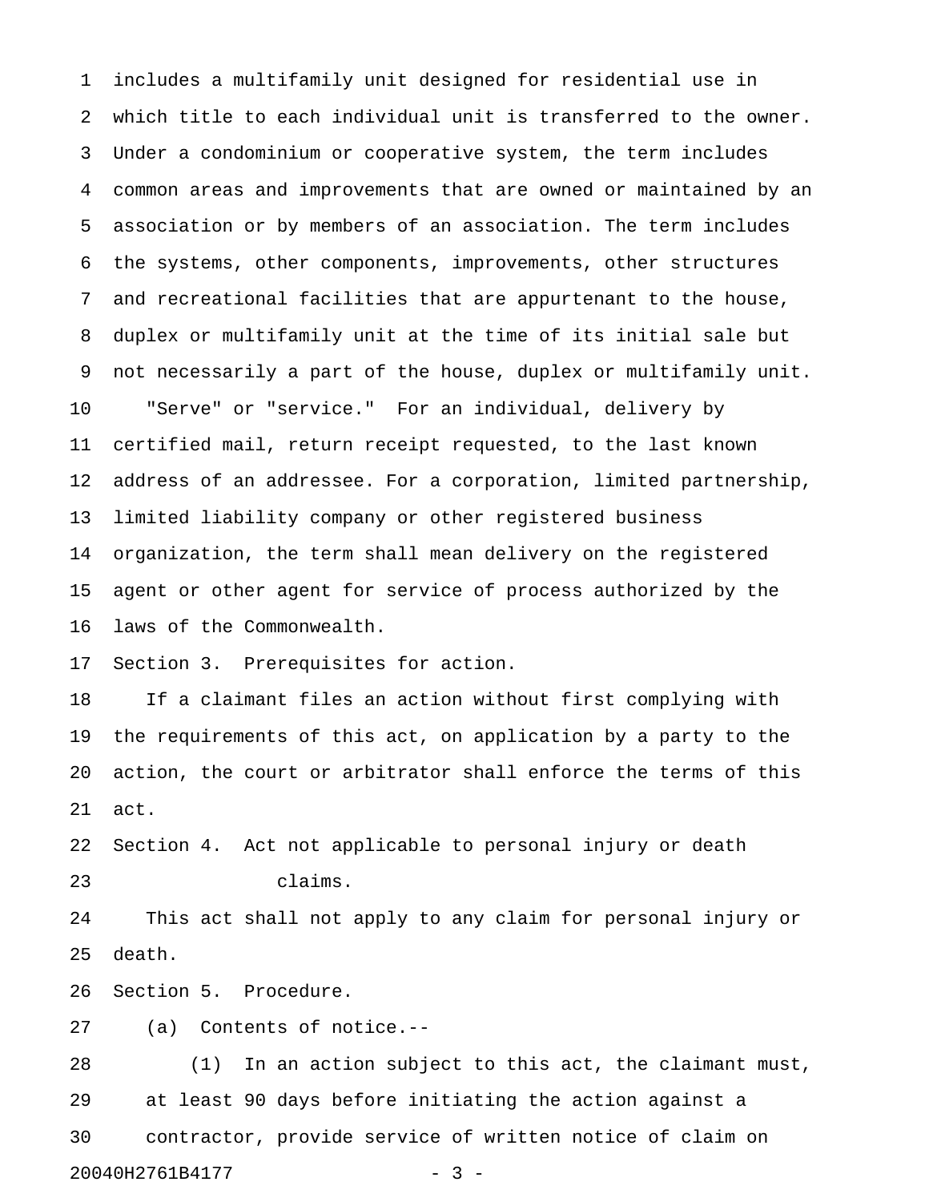includes a multifamily unit designed for residential use in which title to each individual unit is transferred to the owner. Under a condominium or cooperative system, the term includes common areas and improvements that are owned or maintained by an association or by members of an association. The term includes the systems, other components, improvements, other structures and recreational facilities that are appurtenant to the house, duplex or multifamily unit at the time of its initial sale but not necessarily a part of the house, duplex or multifamily unit.

"Serve" or "service." For an individual, delivery by certified mail, return receipt requested, to the last known address of an addressee. For a corporation, limited partnership, limited liability company or other registered business organization, the term shall mean delivery on the registered agent or other agent for service of process authorized by the laws of the Commonwealth.

Section 3. Prerequisites for action.

If a claimant files an action without first complying with the requirements of this act, on application by a party to the action, the court or arbitrator shall enforce the terms of this act.

Section 4. Act not applicable to personal injury or death claims.

This act shall not apply to any claim for personal injury or death.

Section 5. Procedure.

(a) Contents of notice.--

(1) In an action subject to this act, the claimant must, at least 90 days before initiating the action against a contractor, provide service of written notice of claim on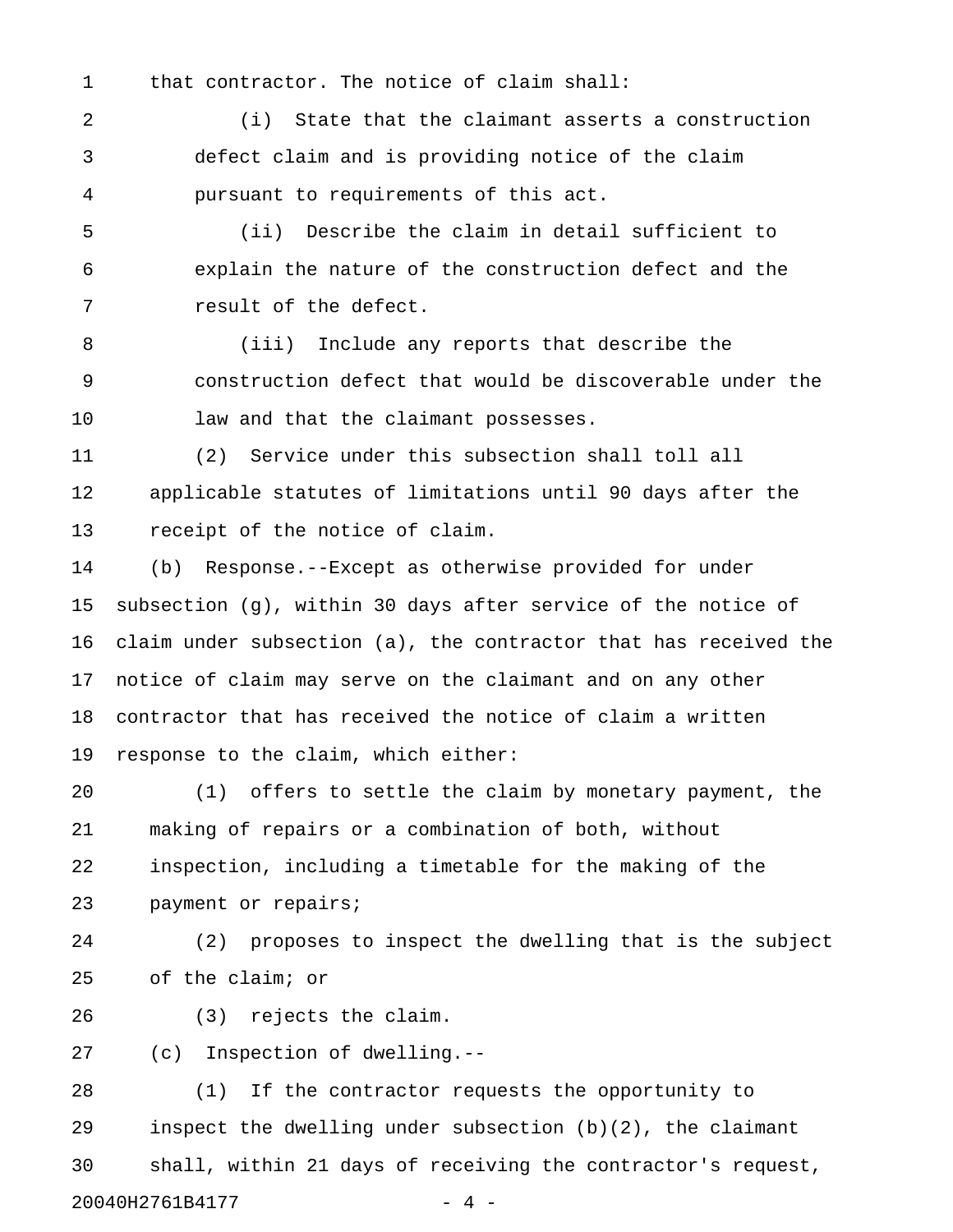that contractor. The notice of claim shall:

(i) State that the claimant asserts a construction defect claim and is providing notice of the claim pursuant to requirements of this act.

(ii) Describe the claim in detail sufficient to explain the nature of the construction defect and the result of the defect.

(iii) Include any reports that describe the construction defect that would be discoverable under the law and that the claimant possesses.

(2) Service under this subsection shall toll all applicable statutes of limitations until 90 days after the receipt of the notice of claim.

(b) Response.--Except as otherwise provided for under subsection (g), within 30 days after service of the notice of claim under subsection (a), the contractor that has received the notice of claim may serve on the claimant and on any other contractor that has received the notice of claim a written response to the claim, which either:

(1) offers to settle the claim by monetary payment, the making of repairs or a combination of both, without inspection, including a timetable for the making of the payment or repairs;

(2) proposes to inspect the dwelling that is the subject of the claim; or

(3) rejects the claim.

(c) Inspection of dwelling.--

(1) If the contractor requests the opportunity to inspect the dwelling under subsection (b)(2), the claimant shall, within 21 days of receiving the contractor's request,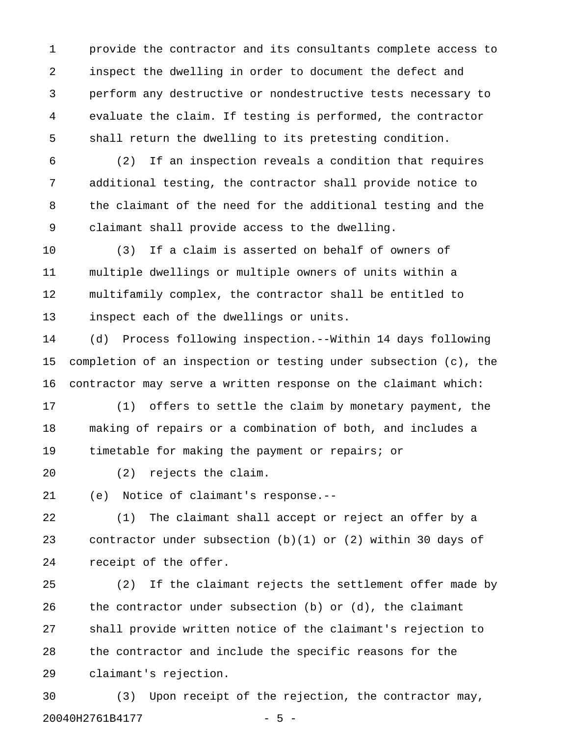provide the contractor and its consultants complete access to inspect the dwelling in order to document the defect and perform any destructive or nondestructive tests necessary to evaluate the claim. If testing is performed, the contractor shall return the dwelling to its pretesting condition.

(2) If an inspection reveals a condition that requires additional testing, the contractor shall provide notice to the claimant of the need for the additional testing and the claimant shall provide access to the dwelling.

(3) If a claim is asserted on behalf of owners of multiple dwellings or multiple owners of units within a multifamily complex, the contractor shall be entitled to inspect each of the dwellings or units.

(d) Process following inspection.--Within 14 days following completion of an inspection or testing under subsection (c), the contractor may serve a written response on the claimant which:

(1) offers to settle the claim by monetary payment, the making of repairs or a combination of both, and includes a timetable for making the payment or repairs; or

(2) rejects the claim.

(e) Notice of claimant's response.--

(1) The claimant shall accept or reject an offer by a contractor under subsection (b)(1) or (2) within 30 days of receipt of the offer.

(2) If the claimant rejects the settlement offer made by the contractor under subsection (b) or (d), the claimant shall provide written notice of the claimant's rejection to the contractor and include the specific reasons for the claimant's rejection.

(3) Upon receipt of the rejection, the contractor may,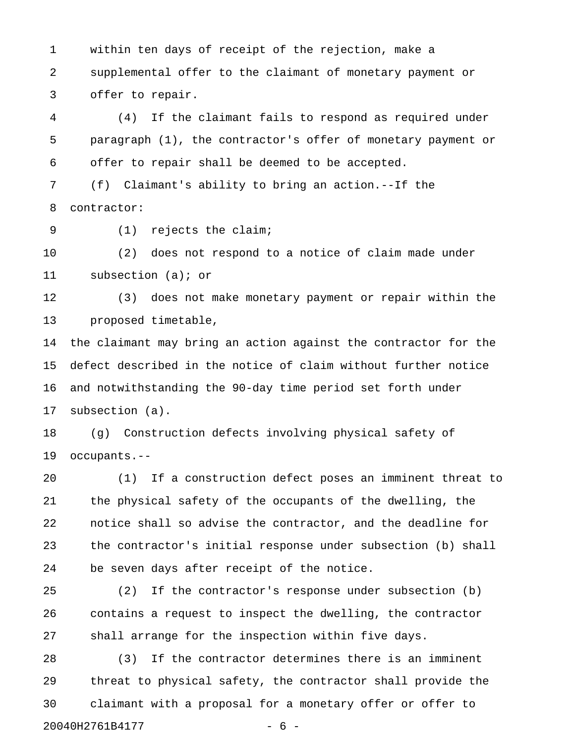within ten days of receipt of the rejection, make a supplemental offer to the claimant of monetary payment or offer to repair.

(4) If the claimant fails to respond as required under paragraph (1), the contractor's offer of monetary payment or offer to repair shall be deemed to be accepted.

(f) Claimant's ability to bring an action.--If the contractor:

(1) rejects the claim;

(2) does not respond to a notice of claim made under subsection (a); or

(3) does not make monetary payment or repair within the proposed timetable,

the claimant may bring an action against the contractor for the defect described in the notice of claim without further notice and notwithstanding the 90-day time period set forth under subsection (a).

(g) Construction defects involving physical safety of occupants.--

(1) If a construction defect poses an imminent threat to the physical safety of the occupants of the dwelling, the notice shall so advise the contractor, and the deadline for the contractor's initial response under subsection (b) shall be seven days after receipt of the notice.

(2) If the contractor's response under subsection (b) contains a request to inspect the dwelling, the contractor shall arrange for the inspection within five days.

(3) If the contractor determines there is an imminent threat to physical safety, the contractor shall provide the claimant with a proposal for a monetary offer or offer to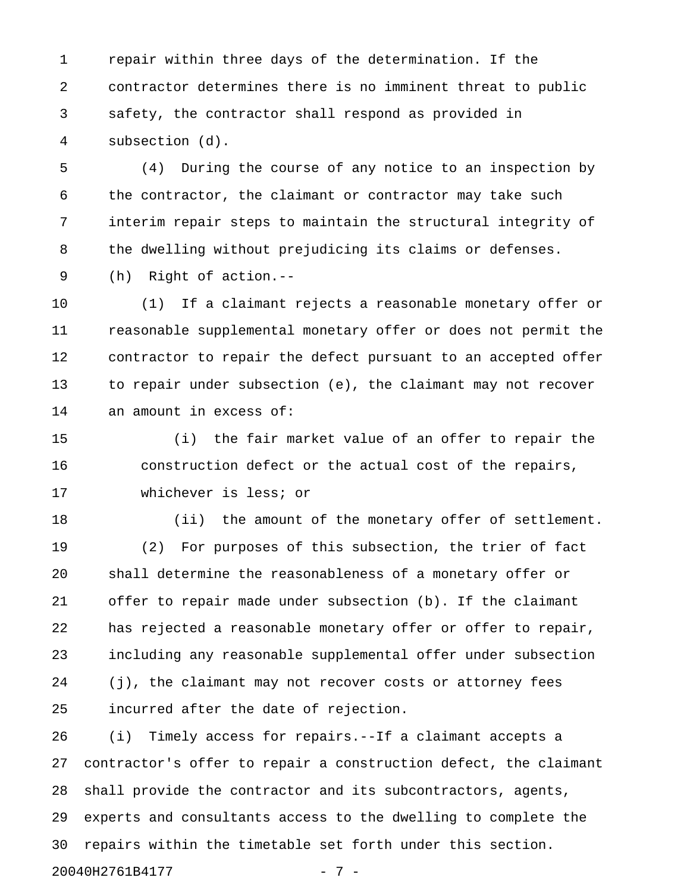repair within three days of the determination. If the contractor determines there is no imminent threat to public safety, the contractor shall respond as provided in subsection (d).

(4) During the course of any notice to an inspection by the contractor, the claimant or contractor may take such interim repair steps to maintain the structural integrity of the dwelling without prejudicing its claims or defenses.

(h) Right of action.--

(1) If a claimant rejects a reasonable monetary offer or reasonable supplemental monetary offer or does not permit the contractor to repair the defect pursuant to an accepted offer to repair under subsection (e), the claimant may not recover an amount in excess of:

(i) the fair market value of an offer to repair the construction defect or the actual cost of the repairs, whichever is less; or

(ii) the amount of the monetary offer of settlement.

(2) For purposes of this subsection, the trier of fact shall determine the reasonableness of a monetary offer or offer to repair made under subsection (b). If the claimant has rejected a reasonable monetary offer or offer to repair, including any reasonable supplemental offer under subsection (j), the claimant may not recover costs or attorney fees incurred after the date of rejection.

(i) Timely access for repairs.--If a claimant accepts a contractor's offer to repair a construction defect, the claimant shall provide the contractor and its subcontractors, agents, experts and consultants access to the dwelling to complete the repairs within the timetable set forth under this section.

20040H2761B4177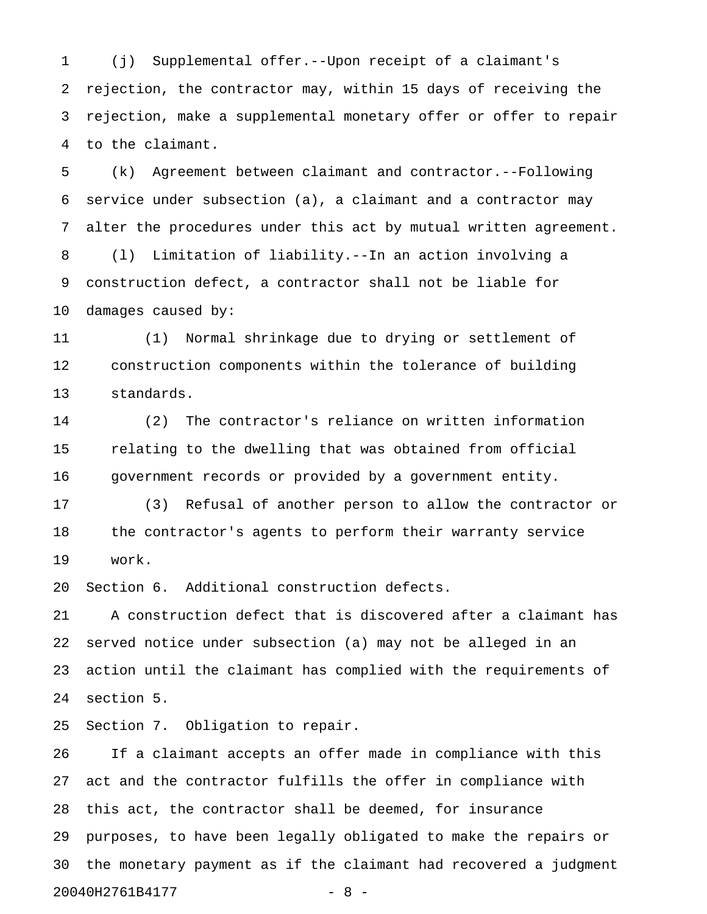(j) Supplemental offer.--Upon receipt of a claimant's rejection, the contractor may, within 15 days of receiving the rejection, make a supplemental monetary offer or offer to repair to the claimant.

(k) Agreement between claimant and contractor.--Following service under subsection (a), a claimant and a contractor may alter the procedures under this act by mutual written agreement.

(l) Limitation of liability.--In an action involving a construction defect, a contractor shall not be liable for damages caused by:

(1) Normal shrinkage due to drying or settlement of construction components within the tolerance of building standards.

(2) The contractor's reliance on written information relating to the dwelling that was obtained from official government records or provided by a government entity.

(3) Refusal of another person to allow the contractor or the contractor's agents to perform their warranty service work.

Section 6. Additional construction defects.

A construction defect that is discovered after a claimant has served notice under subsection (a) may not be alleged in an action until the claimant has complied with the requirements of section 5.

Section 7. Obligation to repair.

If a claimant accepts an offer made in compliance with this act and the contractor fulfills the offer in compliance with this act, the contractor shall be deemed, for insurance purposes, to have been legally obligated to make the repairs or the monetary payment as if the claimant had recovered a judgment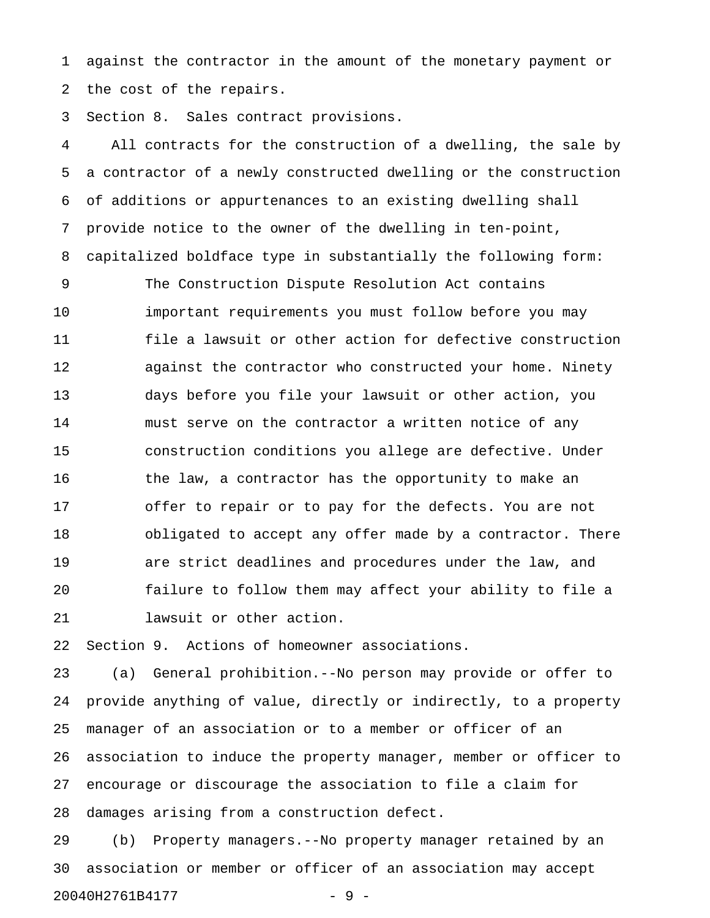against the contractor in the amount of the monetary payment or the cost of the repairs.

Section 8. Sales contract provisions.

All contracts for the construction of a dwelling, the sale by a contractor of a newly constructed dwelling or the construction of additions or appurtenances to an existing dwelling shall provide notice to the owner of the dwelling in ten-point, capitalized boldface type in substantially the following form:

> The Construction Dispute Resolution Act contains important requirements you must follow before you may file a lawsuit or other action for defective construction against the contractor who constructed your home. Ninety days before you file your lawsuit or other action, you must serve on the contractor a written notice of any construction conditions you allege are defective. Under the law, a contractor has the opportunity to make an offer to repair or to pay for the defects. You are not obligated to accept any offer made by a contractor. There are strict deadlines and procedures under the law, and failure to follow them may affect your ability to file a lawsuit or other action.

Section 9. Actions of homeowner associations.

(a) General prohibition.--No person may provide or offer to provide anything of value, directly or indirectly, to a property manager of an association or to a member or officer of an association to induce the property manager, member or officer to encourage or discourage the association to file a claim for damages arising from a construction defect.

(b) Property managers.--No property manager retained by an association or member or officer of an association may accept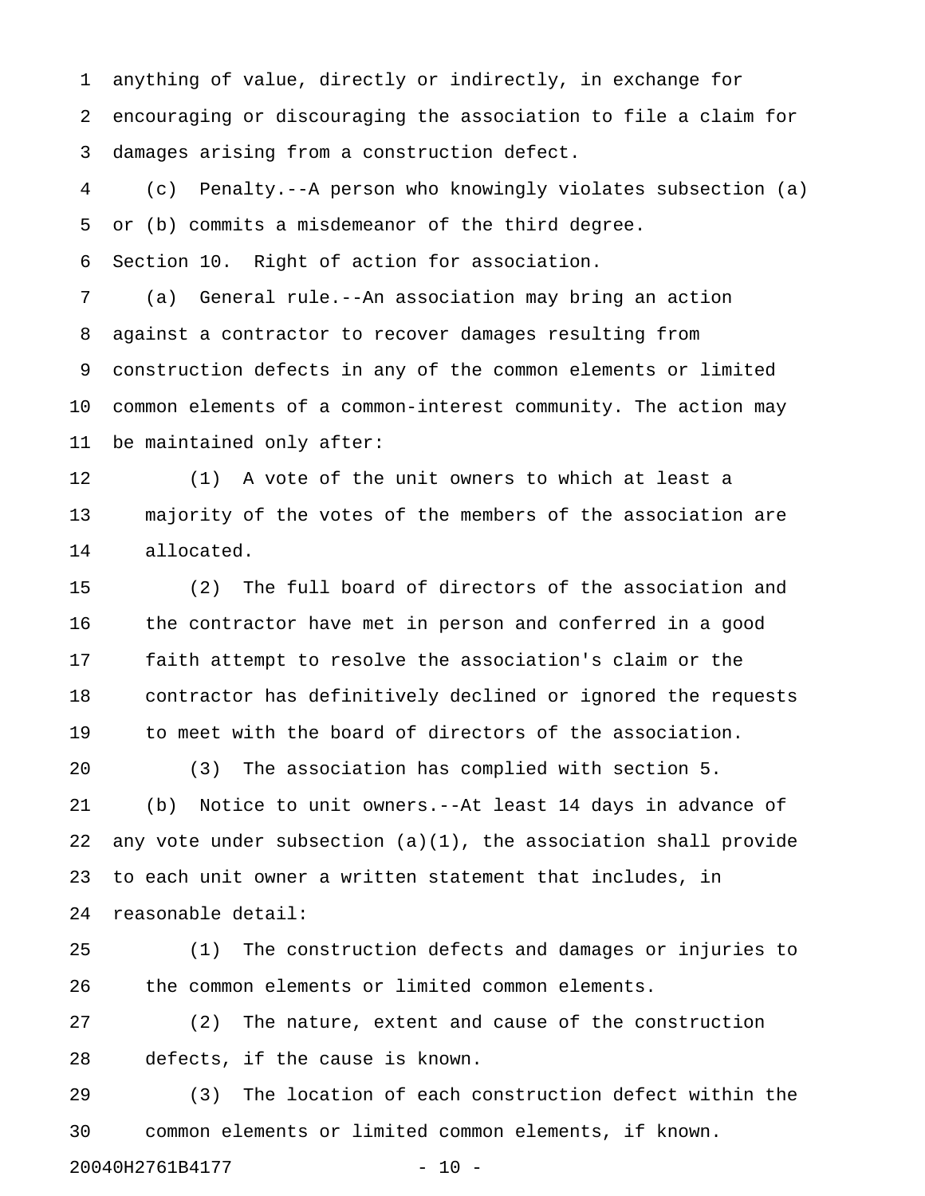anything of value, directly or indirectly, in exchange for encouraging or discouraging the association to file a claim for damages arising from a construction defect.

(c) Penalty.--A person who knowingly violates subsection (a) or (b) commits a misdemeanor of the third degree.

Section 10. Right of action for association.

(a) General rule.--An association may bring an action against a contractor to recover damages resulting from construction defects in any of the common elements or limited common elements of a common-interest community. The action may be maintained only after:

(1) A vote of the unit owners to which at least a majority of the votes of the members of the association are allocated.

(2) The full board of directors of the association and the contractor have met in person and conferred in a good faith attempt to resolve the association's claim or the contractor has definitively declined or ignored the requests to meet with the board of directors of the association.

(3) The association has complied with section 5.

(b) Notice to unit owners.--At least 14 days in advance of any vote under subsection (a)(1), the association shall provide to each unit owner a written statement that includes, in reasonable detail:

(1) The construction defects and damages or injuries to the common elements or limited common elements.

(2) The nature, extent and cause of the construction defects, if the cause is known.

(3) The location of each construction defect within the common elements or limited common elements, if known.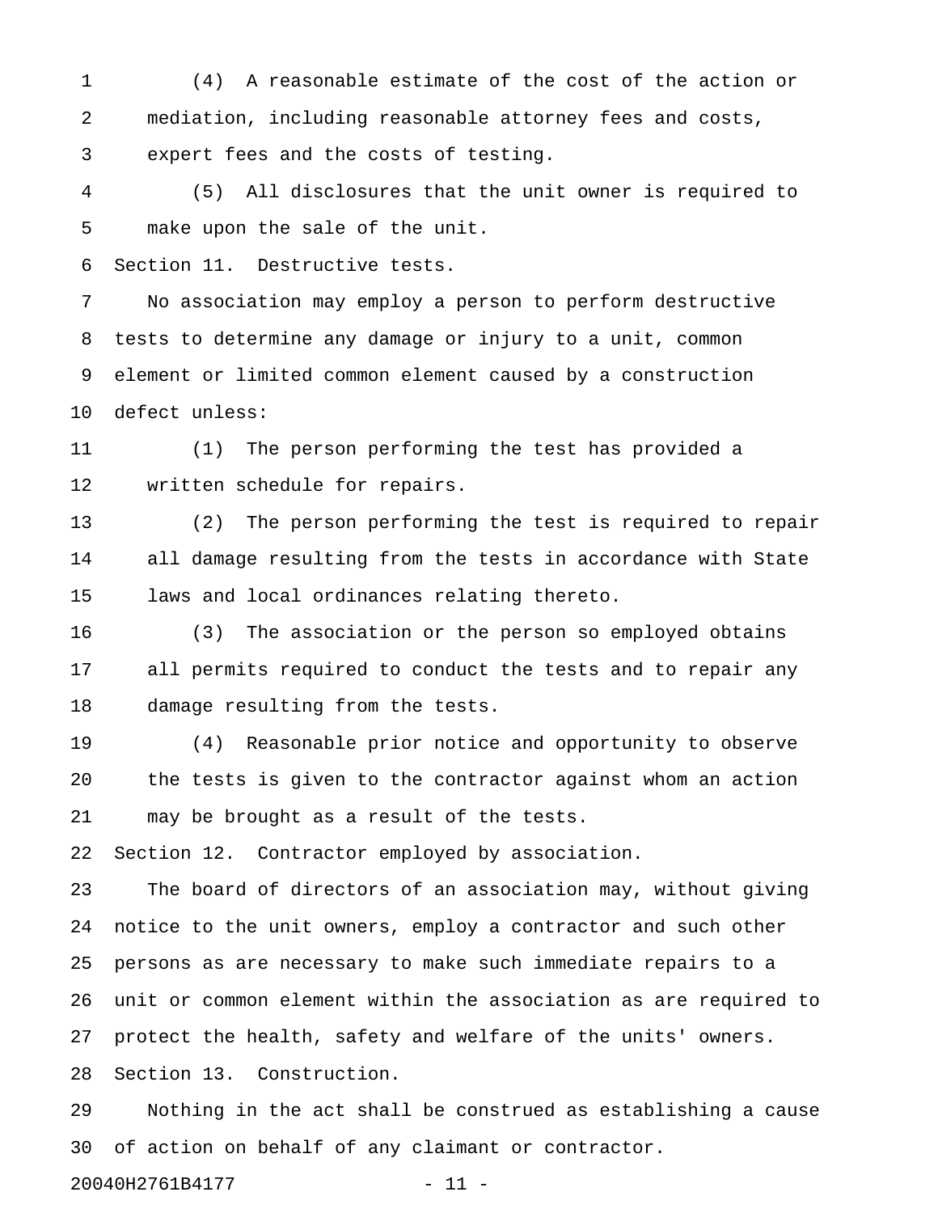(4) A reasonable estimate of the cost of the action or mediation, including reasonable attorney fees and costs, expert fees and the costs of testing.

(5) All disclosures that the unit owner is required to make upon the sale of the unit.

Section 11. Destructive tests.

No association may employ a person to perform destructive tests to determine any damage or injury to a unit, common element or limited common element caused by a construction defect unless:

(1) The person performing the test has provided a written schedule for repairs.

(2) The person performing the test is required to repair all damage resulting from the tests in accordance with State laws and local ordinances relating thereto.

(3) The association or the person so employed obtains all permits required to conduct the tests and to repair any damage resulting from the tests.

(4) Reasonable prior notice and opportunity to observe the tests is given to the contractor against whom an action may be brought as a result of the tests.

Section 12. Contractor employed by association.

The board of directors of an association may, without giving notice to the unit owners, employ a contractor and such other persons as are necessary to make such immediate repairs to a unit or common element within the association as are required to protect the health, safety and welfare of the units' owners.

Section 13. Construction.

Nothing in the act shall be construed as establishing a cause of action on behalf of any claimant or contractor.

20040H2761B4177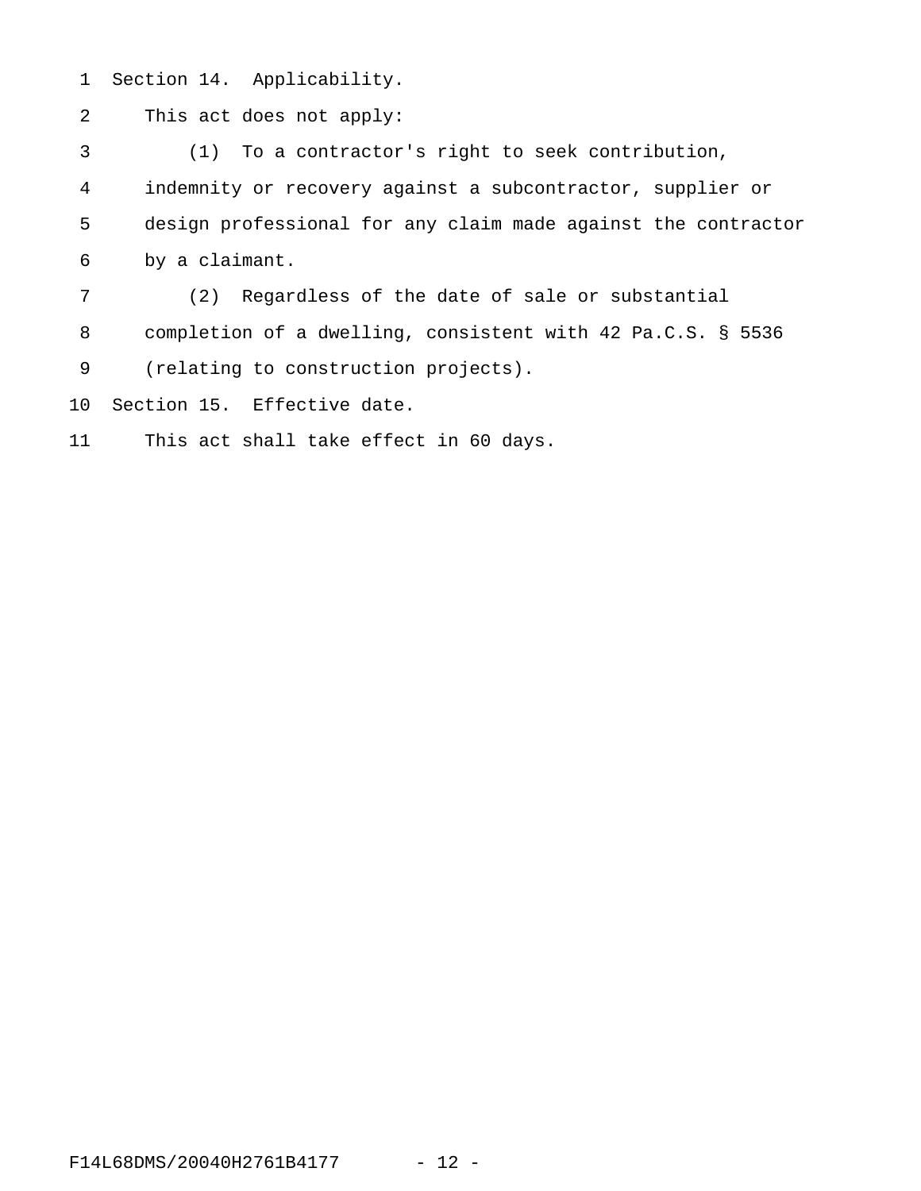Section 14. Applicability.

This act does not apply:

(1) To a contractor's right to seek contribution, indemnity or recovery against a subcontractor, supplier or design professional for any claim made against the contractor by a claimant.

(2) Regardless of the date of sale or substantial completion of a dwelling, consistent with 42 Pa.C.S. § 5536 (relating to construction projects).

Section 15. Effective date.

This act shall take effect in 60 days.